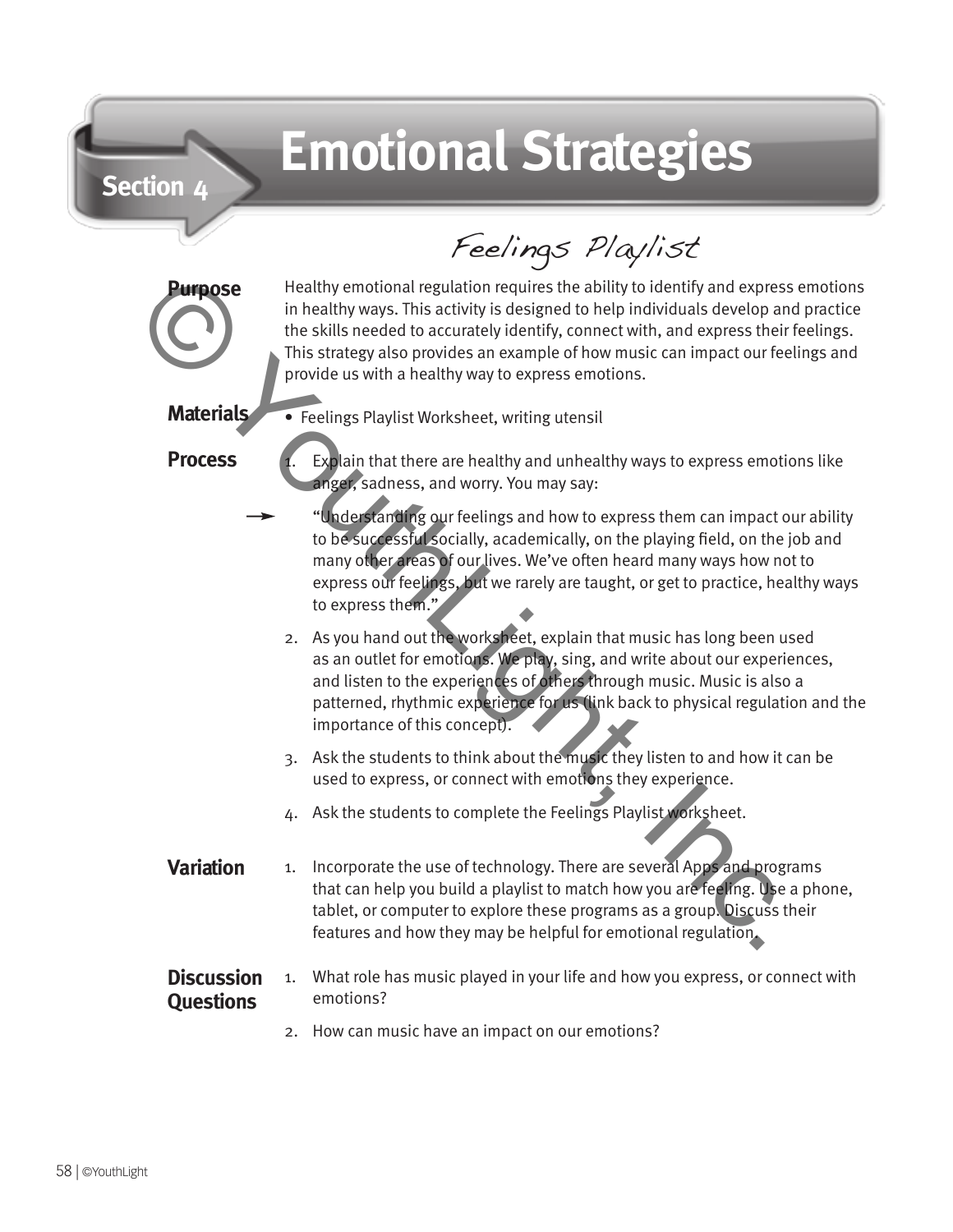Section 4

# Emotional Strategies

## Feelings Playlist

**Purpose**

Healthy emotional regulation requires the ability to identify and express emotions in healthy ways. This activity is designed to help individuals develop and practice the skills needed to accurately identify, connect with, and express their feelings. This strategy also provides an example of how music can impact our feelings and provide us with a healthy way to express emotions.

**Materials**

- Feelings Playlist Worksheet, writing utensil

**Process**

1. Explain that there are healthy and unhealthy ways to express emotions like anger, sadness, and worry. You may say:

   → "Understanding our feelings and how to express them can impact our ability to be successful socially, academically, on the playing field, on the job and many other areas of our lives. We've often heard many ways how not to express our feelings, but we rarely are taught, or get to practice, healthy ways to express them."

2. As you hand out the worksheet, explain that music has long been used as an outlet for emotions. We play, sing, and write about our experiences, and listen to the experiences of others through music. Music is also a patterned, rhythmic experience for us (link back to physical regulation and the importance of this concept).
3. Ask the students to think about the music they listen to and how it can be used to express, or connect with emotions they experience.
4. Ask the students to complete the Feelings Playlist worksheet.

**Variation**

1. Incorporate the use of technology. There are several Apps and programs that can help you build a playlist to match how you are feeling. Use a phone, tablet, or computer to explore these programs as a group. Discuss their features and how they may be helpful for emotional regulation.

**Discussion Questions**

1. What role has music played in your life and how you express, or connect with emotions?
2. How can music have an impact on our emotions?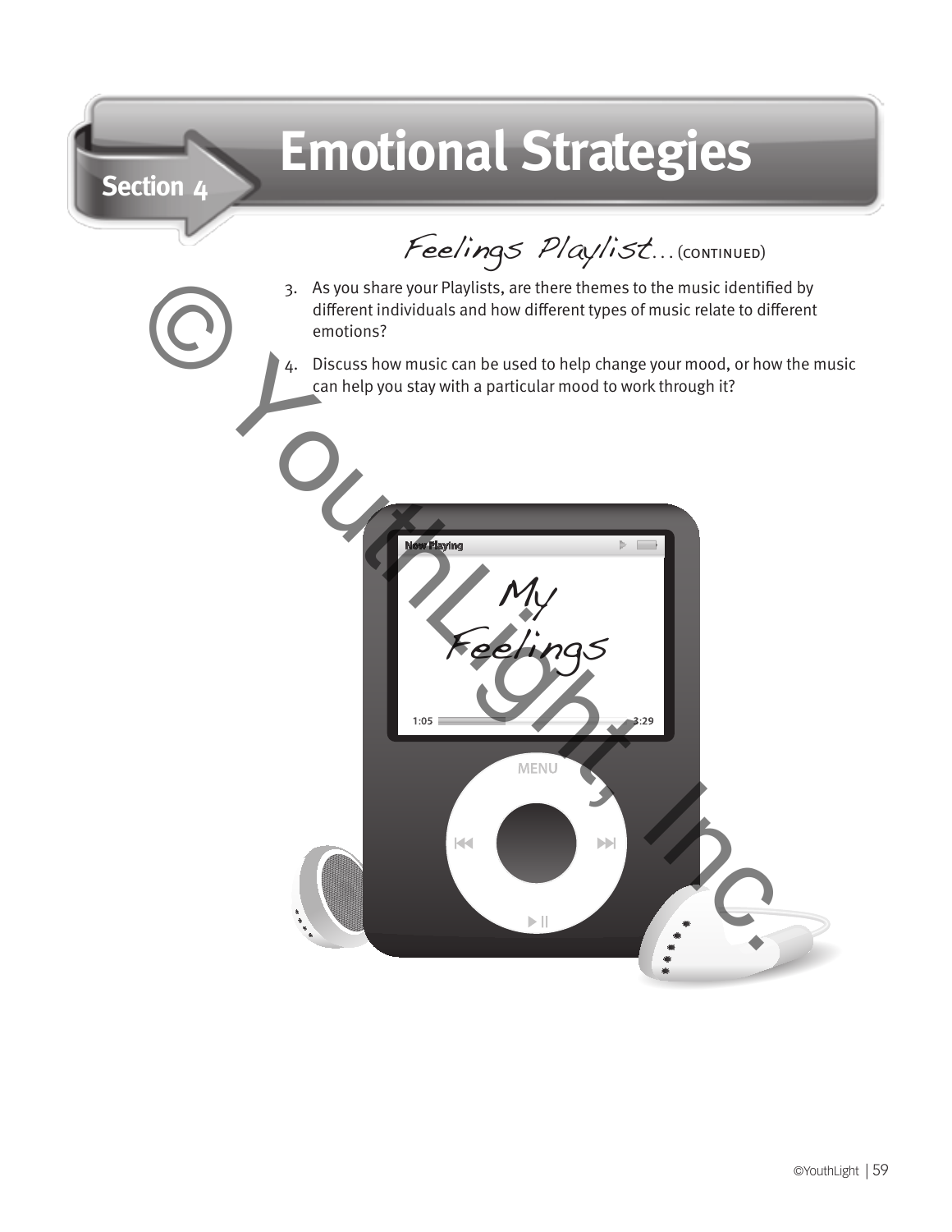# Section 4 Emotional Strategies

## Feelings Playlist… (CONTINUED)

3. As you share your Playlists, are there themes to the music identified by different individuals and how different types of music relate to different emotions?
4. Discuss how music can be used to help change your mood, or how the music can help you stay with a particular mood to work through it?

Now Playing

My Feelings

1:05

3:29

MENU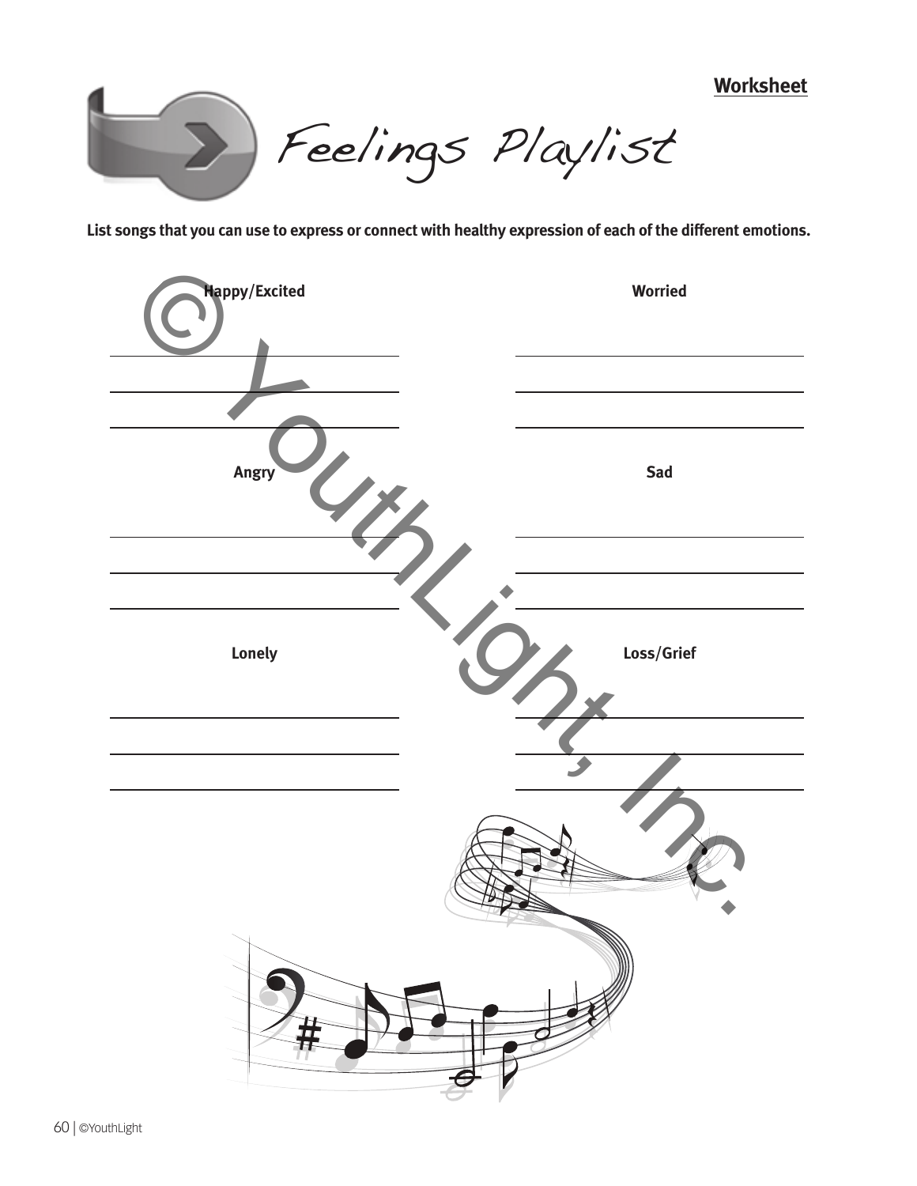**Worksheet**

# Feelings Playlist

**List songs that you can use to express or connect with healthy expression of each of the different emotions.**

**Happy/Excited**

_______________________

_______________________

_______________________

**Worried**

_______________________

_______________________

_______________________

**Angry**

_______________________

_______________________

_______________________

**Sad**

_______________________

_______________________

_______________________

**Lonely**

_______________________

_______________________

_______________________

**Loss/Grief**

_______________________

_______________________

_______________________